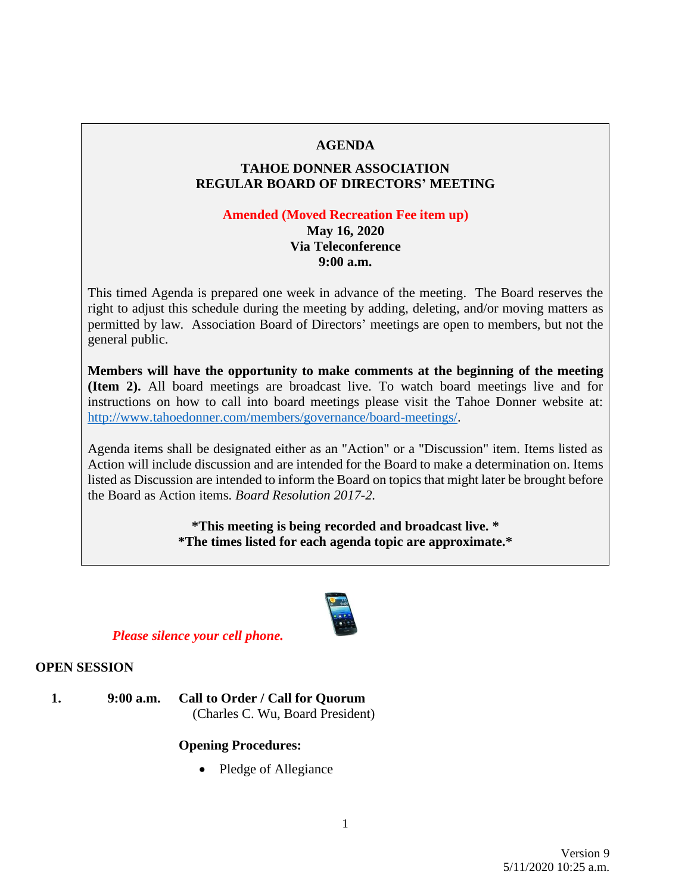# AGENDA

## TAHOE DONNER ASSOCIATION
## REGULAR BOARD OF DIRECTORS' MEETING

**Amended (Moved Recreation Fee item up)**
**May 16, 2020**
**Via Teleconference**
**9:00 a.m.**

This timed Agenda is prepared one week in advance of the meeting. The Board reserves the right to adjust this schedule during the meeting by adding, deleting, and/or moving matters as permitted by law. Association Board of Directors' meetings are open to members, but not the general public.

**Members will have the opportunity to make comments at the beginning of the meeting (Item 2).** All board meetings are broadcast live. To watch board meetings live and for instructions on how to call into board meetings please visit the Tahoe Donner website at: http://www.tahoedonner.com/members/governance/board-meetings/.

Agenda items shall be designated either as an "Action" or a "Discussion" item. Items listed as Action will include discussion and are intended for the Board to make a determination on. Items listed as Discussion are intended to inform the Board on topics that might later be brought before the Board as Action items. *Board Resolution 2017-2.*

**\*This meeting is being recorded and broadcast live. \***
**\*The times listed for each agenda topic are approximate.\***

*Please silence your cell phone.*

## OPEN SESSION

**1.** **9:00 a.m.** **Call to Order / Call for Quorum**
(Charles C. Wu, Board President)

**Opening Procedures:**

- Pledge of Allegiance

Version 9
5/11/2020 10:25 a.m.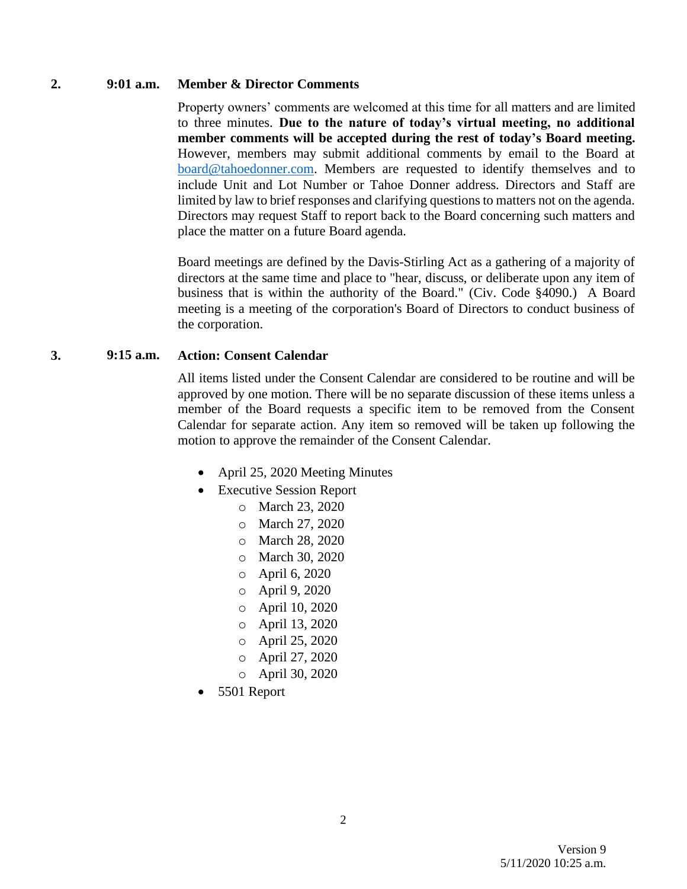**2. 9:01 a.m. Member & Director Comments**

Property owners' comments are welcomed at this time for all matters and are limited to three minutes. **Due to the nature of today's virtual meeting, no additional member comments will be accepted during the rest of today's Board meeting.** However, members may submit additional comments by email to the Board at board@tahoedonner.com. Members are requested to identify themselves and to include Unit and Lot Number or Tahoe Donner address. Directors and Staff are limited by law to brief responses and clarifying questions to matters not on the agenda. Directors may request Staff to report back to the Board concerning such matters and place the matter on a future Board agenda.

Board meetings are defined by the Davis-Stirling Act as a gathering of a majority of directors at the same time and place to "hear, discuss, or deliberate upon any item of business that is within the authority of the Board." (Civ. Code §4090.) A Board meeting is a meeting of the corporation's Board of Directors to conduct business of the corporation.

**3. 9:15 a.m. Action: Consent Calendar**

All items listed under the Consent Calendar are considered to be routine and will be approved by one motion. There will be no separate discussion of these items unless a member of the Board requests a specific item to be removed from the Consent Calendar for separate action. Any item so removed will be taken up following the motion to approve the remainder of the Consent Calendar.

- April 25, 2020 Meeting Minutes
- Executive Session Report
  - March 23, 2020
  - March 27, 2020
  - March 28, 2020
  - March 30, 2020
  - April 6, 2020
  - April 9, 2020
  - April 10, 2020
  - April 13, 2020
  - April 25, 2020
  - April 27, 2020
  - April 30, 2020
- 5501 Report

Version 9
5/11/2020 10:25 a.m.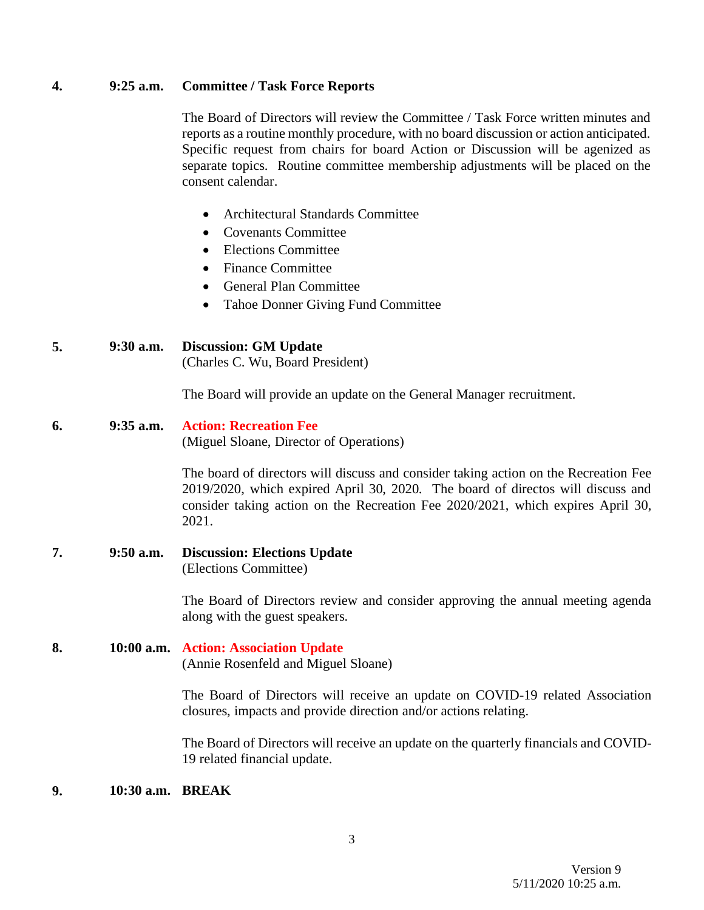**4.** **9:25 a.m.** **Committee / Task Force Reports**

The Board of Directors will review the Committee / Task Force written minutes and reports as a routine monthly procedure, with no board discussion or action anticipated. Specific request from chairs for board Action or Discussion will be agenized as separate topics. Routine committee membership adjustments will be placed on the consent calendar.

- Architectural Standards Committee
- Covenants Committee
- Elections Committee
- Finance Committee
- General Plan Committee
- Tahoe Donner Giving Fund Committee

**5.** **9:30 a.m.** **Discussion: GM Update**
(Charles C. Wu, Board President)

The Board will provide an update on the General Manager recruitment.

**6.** **9:35 a.m.** **Action: Recreation Fee**
(Miguel Sloane, Director of Operations)

The board of directors will discuss and consider taking action on the Recreation Fee 2019/2020, which expired April 30, 2020. The board of directos will discuss and consider taking action on the Recreation Fee 2020/2021, which expires April 30, 2021.

**7.** **9:50 a.m.** **Discussion: Elections Update**
(Elections Committee)

The Board of Directors review and consider approving the annual meeting agenda along with the guest speakers.

**8.** **10:00 a.m.** **Action: Association Update**
(Annie Rosenfeld and Miguel Sloane)

The Board of Directors will receive an update on COVID-19 related Association closures, impacts and provide direction and/or actions relating.

The Board of Directors will receive an update on the quarterly financials and COVID-19 related financial update.

**9.** **10:30 a.m.** **BREAK**

Version 9
5/11/2020 10:25 a.m.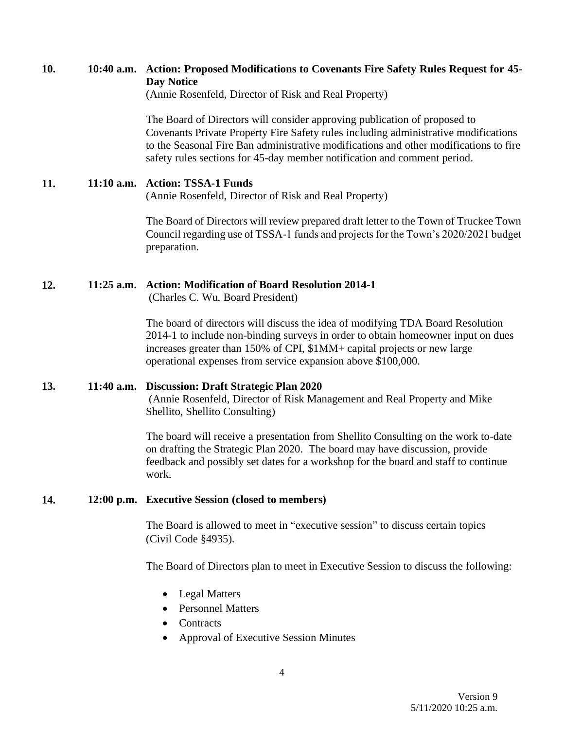**10. 10:40 a.m. Action: Proposed Modifications to Covenants Fire Safety Rules Request for 45-Day Notice**

(Annie Rosenfeld, Director of Risk and Real Property)

The Board of Directors will consider approving publication of proposed to Covenants Private Property Fire Safety rules including administrative modifications to the Seasonal Fire Ban administrative modifications and other modifications to fire safety rules sections for 45-day member notification and comment period.

**11. 11:10 a.m. Action: TSSA-1 Funds**

(Annie Rosenfeld, Director of Risk and Real Property)

The Board of Directors will review prepared draft letter to the Town of Truckee Town Council regarding use of TSSA-1 funds and projects for the Town's 2020/2021 budget preparation.

**12. 11:25 a.m. Action: Modification of Board Resolution 2014-1**

(Charles C. Wu, Board President)

The board of directors will discuss the idea of modifying TDA Board Resolution 2014-1 to include non-binding surveys in order to obtain homeowner input on dues increases greater than 150% of CPI, $1MM+ capital projects or new large operational expenses from service expansion above $100,000.

**13. 11:40 a.m. Discussion: Draft Strategic Plan 2020**

(Annie Rosenfeld, Director of Risk Management and Real Property and Mike Shellito, Shellito Consulting)

The board will receive a presentation from Shellito Consulting on the work to-date on drafting the Strategic Plan 2020. The board may have discussion, provide feedback and possibly set dates for a workshop for the board and staff to continue work.

**14. 12:00 p.m. Executive Session (closed to members)**

The Board is allowed to meet in "executive session" to discuss certain topics (Civil Code §4935).

The Board of Directors plan to meet in Executive Session to discuss the following:

- Legal Matters
- Personnel Matters
- Contracts
- Approval of Executive Session Minutes

Version 9
5/11/2020 10:25 a.m.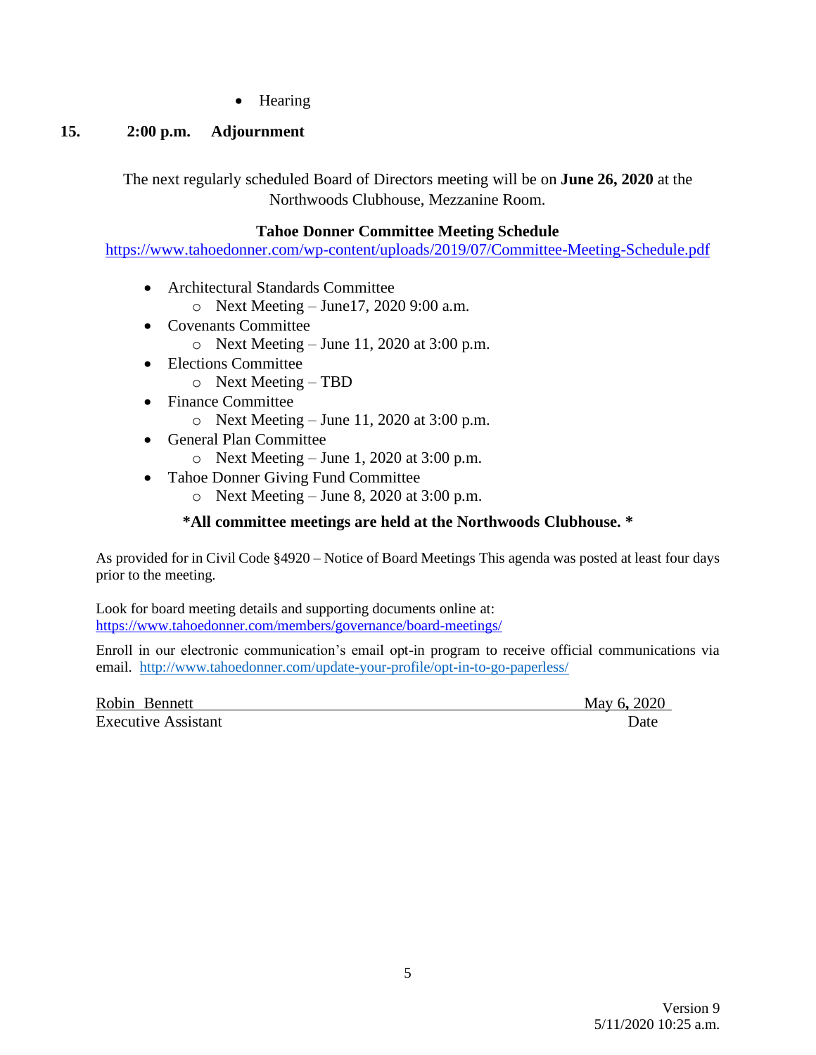- Hearing

**15. 2:00 p.m. Adjournment**

The next regularly scheduled Board of Directors meeting will be on **June 26, 2020** at the Northwoods Clubhouse, Mezzanine Room.

**Tahoe Donner Committee Meeting Schedule**

https://www.tahoedonner.com/wp-content/uploads/2019/07/Committee-Meeting-Schedule.pdf

- Architectural Standards Committee
  - Next Meeting – June17, 2020 9:00 a.m.
- Covenants Committee
  - Next Meeting – June 11, 2020 at 3:00 p.m.
- Elections Committee
  - Next Meeting – TBD
- Finance Committee
  - Next Meeting – June 11, 2020 at 3:00 p.m.
- General Plan Committee
  - Next Meeting – June 1, 2020 at 3:00 p.m.
- Tahoe Donner Giving Fund Committee
  - Next Meeting – June 8, 2020 at 3:00 p.m.

**\*All committee meetings are held at the Northwoods Clubhouse. \***

As provided for in Civil Code §4920 – Notice of Board Meetings This agenda was posted at least four days prior to the meeting.

Look for board meeting details and supporting documents online at:
https://www.tahoedonner.com/members/governance/board-meetings/

Enroll in our electronic communication's email opt-in program to receive official communications via email. http://www.tahoedonner.com/update-your-profile/opt-in-to-go-paperless/

Robin Bennett — May 6, 2020
Executive Assistant — Date

Version 9
5/11/2020 10:25 a.m.